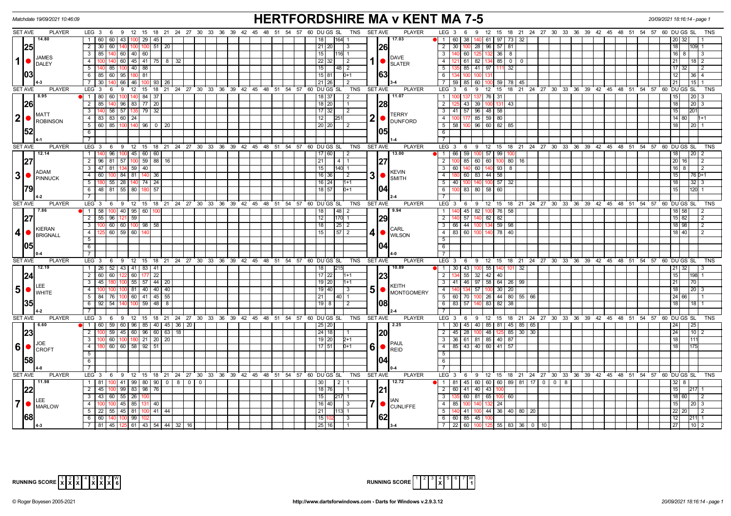Matchdate 19/09/2021 10:46:09

# HERTFORDSHIRE MA v KENT MA 7-5

20/09/2021 18:16:14 - page 1

| SET AVE | PLAYER | LEG | Scores | DU | GS | SL | TNS | SET AVE | PLAYER | LEG | Scores | DU | GS | SL | TNS |
|---|---|---|---|---|---|---|---|---|---|---|---|---|---|---|---|
| 14.80 / 25.03 | 1 JAMES DALEY (4-3) | 1 | 60 60 43 100 29 45 | 18 | | 164 | 1 | 17.03 / 26.63 | 1 DAVE SLATER (3-4) | 1 | 60 38 140 61 97 73 32 | 20 | 32 | | 1 |
| | | 2 | 30 60 140 100 100 51 20 | 21 | 20 | | 3 | | | 2 | 30 100 28 96 57 81 | 18 | | 109 | 1 |
| | | 3 | 85 140 60 40 60 | 15 | | 116 | 1 | | | 3 | 140 60 125 132 36 8 | 16 | 8 | | 3 |
| | | 4 | 100 140 60 45 41 75 8 32 | 22 | 32 | | 2 | | | 4 | 121 61 82 134 85 0 0 | 21 | | 18 | 2 |
| | | 5 | 140 85 100 40 88 | 15 | | 48 | 2 | | | 5 | 135 85 41 97 111 32 | 17 | 32 | | 2 |
| | | 6 | 85 60 95 180 81 | 15 | 81 | | 0+1 | | | 6 | 134 100 100 131 | 12 | | 36 | 4 |
| | | 7 | 30 140 66 46 100 93 26 | 21 | 26 | | 2 | | | 7 | 59 85 60 100 59 78 45 | 21 | | 15 | 1 |
| 8.95 / 26.52 | 2 MATT ROBINSON (4-1) | 1 | 80 60 100 140 84 37 | 18 | 37 | | 2 | 11.07 / 28.05 | 2 TERRY DUNFORD (1-4) | 1 | 100 137 137 76 31 | 15 | | 20 | 3 |
| | | 2 | 85 140 96 83 77 20 | 18 | 20 | | 1 | | | 2 | 125 43 39 100 131 43 | 18 | | 20 | 3 |
| | | 3 | 140 58 57 135 79 32 | 17 | 32 | | 2 | | | 3 | 41 57 96 48 58 | 15 | | 201 | |
| | | 4 | 83 83 60 24 | 12 | | 251 | | | | 4 | 100 177 85 59 80 | 14 | 80 | | 1+1 |
| | | 5 | 60 85 100 140 96 0 20 | 20 | 20 | | 2 | | | 5 | 58 100 96 60 82 85 | 18 | | 20 | 1 |
| 12.14 / 27.79 | 3 ADAM PINNUCK (4-2) | 1 | 140 96 100 45 60 60 | 17 | 60 | | 2 | 13.00 / 27.04 | 3 KEVIN SMITH (2-4) | 1 | 66 59 100 57 99 100 | 18 | | 20 | 2 |
| | | 2 | 96 81 57 100 59 88 16 | 21 | | 4 | 1 | | | 2 | 100 85 60 60 100 80 16 | 20 | 16 | | 2 |
| | | 3 | 47 81 134 59 40 | 15 | | 140 | 1 | | | 3 | 60 140 60 140 93 8 | 16 | 8 | | 2 |
| | | 4 | 60 100 84 81 140 36 | 16 | 36 | | 2 | | | 4 | 180 60 83 44 58 | 15 | | 76 | 0+1 |
| | | 5 | 180 55 28 140 74 24 | 16 | 24 | | 1+1 | | | 5 | 40 100 140 100 57 32 | 18 | | 32 | 3 |
| | | 6 | 48 81 55 80 180 57 | 18 | 57 | | 0+1 | | | 6 | 100 83 80 58 60 | 15 | | 120 | 1 |
| 7.86 / 27.05 | 4 KIERAN BRIGNALL (0-4) | 1 | 58 100 40 95 60 100 | 18 | | 48 | 2 | 9.94 / 29.04 | 4 CARL WILSON (4-0) | 1 | 140 45 82 100 76 58 | 18 | 58 | | 2 |
| | | 2 | 55 96 121 59 | 12 | | 170 | 1 | | | 2 | 140 57 140 82 82 | 15 | 82 | | 2 |
| | | 3 | 100 60 60 100 98 58 | 18 | | 25 | 2 | | | 3 | 66 44 100 134 59 98 | 18 | 98 | | 2 |
| | | 4 | 125 60 59 60 140 | 15 | | 57 | 2 | | | 4 | 83 60 100 140 78 40 | 18 | 40 | | 2 |
| 12.19 / 24.35 | 5 LEE WHITE (4-2) | 1 | 26 52 43 41 83 41 | 18 | | 215 | | 10.89 / 23.08 | 5 KEITH MONTGOMERY (2-4) | 1 | 30 43 100 55 140 101 32 | 21 | 32 | | 3 |
| | | 2 | 60 60 122 60 177 22 | 17 | 22 | | 1+1 | | | 2 | 134 55 32 42 40 | 15 | | 198 | 1 |
| | | 3 | 45 180 100 55 57 44 20 | 19 | 20 | | 1+1 | | | 3 | 41 46 97 58 64 26 99 | 21 | | 70 | |
| | | 4 | 100 100 100 81 40 40 40 | 19 | 40 | | 3 | | | 4 | 140 134 57 100 30 20 | 18 | | 20 | 3 |
| | | 5 | 84 76 100 60 41 45 55 | 21 | | 40 | 1 | | | 5 | 60 70 100 26 44 80 55 66 | 24 | 66 | | 1 |
| | | 6 | 92 54 140 100 59 48 8 | 19 | 8 | | 2 | | | 6 | 83 57 140 83 82 38 | 18 | | 18 | 1 |
| 6.60 / 23.58 | 6 JOE CROFT (4-0) | 1 | 60 59 60 96 85 40 45 36 20 | 25 | 20 | | | 2.25 / 20.04 | 6 PAUL REID (0-4) | 1 | 30 45 40 85 81 45 85 65 | 24 | | 25 | |
| | | 2 | 100 59 45 60 96 60 63 18 | 24 | 18 | | 1 | | | 2 | 45 28 100 48 125 85 30 30 | 24 | | 10 | 2 |
| | | 3 | 100 60 100 180 21 20 20 | 19 | 20 | | 2+1 | | | 3 | 36 61 81 85 40 87 | 18 | | 111 | |
| | | 4 | 180 60 60 58 92 51 | 17 | 51 | | 0+1 | | | 4 | 85 43 40 60 41 57 | 18 | | 175 | |
| 11.98 / 22.68 | 7 LEE MARLOW (4-3) | 1 | 81 100 41 99 80 90 0 8 0 0 | 30 | | 2 | 1 | 12.72 / 21.62 | 7 IAN CUNLIFFE (3-4) | 1 | 81 45 60 60 60 89 81 17 0 0 8 | 32 | 8 | | |
| | | 2 | 45 100 99 83 98 76 | 18 | 76 | | 1 | | | 2 | 60 41 40 43 100 | 15 | | 217 | 1 |
| | | 3 | 43 60 55 26 100 | 15 | | 217 | 1 | | | 3 | 135 60 81 65 100 60 | 18 | 60 | | 2 |
| | | 4 | 100 100 45 85 131 40 | 16 | 40 | | 3 | | | 4 | 85 100 140 132 24 | 15 | | 20 | 3 |
| | | 5 | 22 55 45 81 100 41 44 | 21 | | 113 | 1 | | | 5 | 140 41 100 44 36 40 80 20 | 22 | 20 | | 2 |
| | | 6 | 60 140 100 99 102 | 15 | 102 | | 3 | | | 6 | 60 85 45 100 | 12 | | 211 | 1 |
| | | 7 | 81 45 125 61 43 54 44 32 16 | 25 | 16 | | 1 | | | 7 | 22 60 100 125 55 83 36 0 10 | 27 | | 10 | 2 |

RUNNING SCORE: 1 X, 2 X, 3 X, 4 –, 5 X, 6 X, 7 X — W: 6

RUNNING SCORE: 1 –, 2 –, 3 –, 4 X, 5 –, 6 –, 7 – — W: 1

© Roger Boyesen 2005-2021 — http://www.dartsforwindows.com - Darts for Windows v.2.9.3.12 — 20/09/2021 18:16:14 - page 1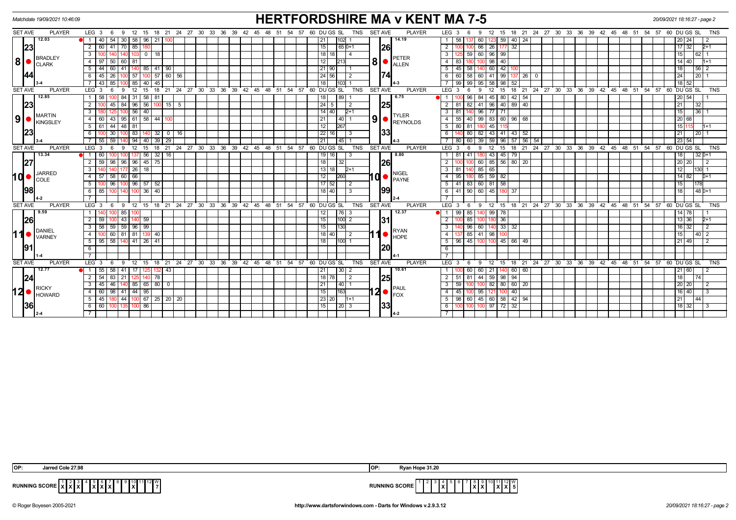# HERTFORDSHIRE MA v KENT MA 7-5

Matchdate 19/09/2021 10:46:09

20/09/2021 18:16:27 - page 2

## Set 8

| SET AVE | PLAYER | LEG | 3 | 6 | 9 | 12 | 15 | 18 | 21 | 24 | DU | GS | SL | TNS |
|---|---|---|---|---|---|---|---|---|---|---|---|---|---|---|
| 12.03 / 23 / 44 | BRADLEY CLARK (3-4) | 1 | 40 | 54 | 30 | 58 | 96 | 21 | 100 | | 21 | | 102 | 1 |
| | | 2 | 60 | 41 | 70 | 85 | 180 | | | | 15 | | 65 | 0+1 |
| | | 3 | 100 | 140 | 140 | 103 | 0 | 18 | | | 18 | 18 | | 4 |
| | | 4 | 97 | 50 | 60 | 81 | | | | | 12 | | 213 | |
| | | 5 | 44 | 60 | 41 | 140 | 85 | 41 | 90 | | 21 | 90 | | 1 |
| | | 6 | 45 | 26 | 100 | 57 | 100 | 57 | 60 | 56 | 24 | 56 | | 2 |
| | | 7 | 43 | 85 | 100 | 85 | 40 | 45 | | | 18 | | 103 | 1 |

| SET AVE | PLAYER | LEG | 3 | 6 | 9 | 12 | 15 | 18 | 21 | 24 | DU | GS | SL | TNS |
|---|---|---|---|---|---|---|---|---|---|---|---|---|---|---|
| 14.19 / 26 / 74 | PETER ALLEN (4-3) | 1 | 58 | 137 | 60 | 123 | 59 | 40 | 24 | | 20 | 24 | | 2 |
| | | 2 | 100 | 100 | 66 | 26 | 177 | 32 | | | 17 | 32 | | 2+1 |
| | | 3 | 125 | 59 | 60 | 96 | 99 | | | | 15 | | 62 | 1 |
| | | 4 | 83 | 180 | 100 | 98 | 40 | | | | 14 | 40 | | 1+1 |
| | | 5 | 45 | 58 | 140 | 60 | 42 | 100 | | | 18 | | 56 | 2 |
| | | 6 | 60 | 58 | 60 | 41 | 99 | 137 | 26 | 0 | 24 | | 20 | 1 |
| | | 7 | 99 | 99 | 95 | 58 | 98 | 52 | | | 18 | 52 | | |

## Set 9

| SET AVE | PLAYER | LEG | 3 | 6 | 9 | 12 | 15 | 18 | 21 | 24 | DU | GS | SL | TNS |
|---|---|---|---|---|---|---|---|---|---|---|---|---|---|---|
| 12.85 / 23 / 23 | MARTIN KINGSLEY (3-4) | 1 | 58 | 100 | 84 | 31 | 58 | 81 | | | 18 | | 89 | 1 |
| | | 2 | 100 | 45 | 84 | 96 | 56 | 100 | 15 | 5 | 24 | 5 | | 2 |
| | | 3 | 180 | 125 | 100 | 56 | 40 | | | | 14 | 40 | | 2+1 |
| | | 4 | 60 | 43 | 95 | 61 | 58 | 44 | 100 | | 21 | | 40 | 1 |
| | | 5 | 61 | 44 | 48 | 81 | | | | | 12 | | 267 | |
| | | 6 | 100 | 30 | 100 | 83 | 140 | 32 | 0 | 16 | 22 | 16 | | 3 |
| | | 7 | 55 | 59 | 140 | 94 | 40 | 39 | 29 | | 21 | | 45 | 1 |

| SET AVE | PLAYER | LEG | 3 | 6 | 9 | 12 | 15 | 18 | 21 | 24 | DU | GS | SL | TNS |
|---|---|---|---|---|---|---|---|---|---|---|---|---|---|---|
| 6.75 / 25 / 33 | TYLER REYNOLDS (4-3) | 1 | 100 | 96 | 84 | 45 | 80 | 42 | 54 | | 20 | 54 | | 1 |
| | | 2 | 81 | 82 | 41 | 96 | 40 | 89 | 40 | | 21 | | 32 | |
| | | 3 | 81 | 140 | 96 | 77 | 71 | | | | 15 | | 36 | 1 |
| | | 4 | 55 | 40 | 99 | 83 | 60 | 96 | 68 | | 20 | 68 | | |
| | | 5 | 80 | 81 | 180 | 45 | 115 | | | | 15 | 115 | | 1+1 |
| | | 6 | 140 | 80 | 82 | 43 | 41 | 43 | 52 | | 21 | | 20 | 1 |
| | | 7 | 80 | 60 | 39 | 59 | 96 | 57 | 56 | 54 | 23 | 54 | | |

## Set 10

| SET AVE | PLAYER | LEG | 3 | 6 | 9 | 12 | 15 | 18 | 21 | DU | GS | SL | TNS |
|---|---|---|---|---|---|---|---|---|---|---|---|---|---|
| 13.34 / 27 / 98 | JARRED COLE (4-2) | 1 | 60 | 100 | 100 | 137 | 56 | 32 | 16 | 19 | 16 | | 3 |
| | | 2 | 59 | 98 | 96 | 96 | 45 | 75 | | 18 | | 32 | |
| | | 3 | 140 | 140 | 177 | 26 | 18 | | | 13 | 18 | | 2+1 |
| | | 4 | 57 | 58 | 60 | 66 | | | | 12 | | 260 | |
| | | 5 | 100 | 96 | 100 | 96 | 57 | 52 | | 17 | 52 | | 2 |
| | | 6 | 85 | 100 | 140 | 100 | 36 | 40 | | 18 | 40 | | 3 |

| SET AVE | PLAYER | LEG | 3 | 6 | 9 | 12 | 15 | 18 | 21 | DU | GS | SL | TNS |
|---|---|---|---|---|---|---|---|---|---|---|---|---|---|
| 8.80 / 26 / 99 | NIGEL PAYNE (2-4) | 1 | 81 | 41 | 180 | 43 | 45 | 79 | | 18 | | 32 | 0+1 |
| | | 2 | 100 | 100 | 60 | 85 | 56 | 80 | 20 | 20 | 20 | | 2 |
| | | 3 | 81 | 140 | 85 | 65 | | | | 12 | | 130 | 1 |
| | | 4 | 95 | 180 | 85 | 59 | 82 | | | 14 | 82 | | 0+1 |
| | | 5 | 41 | 83 | 60 | 81 | 58 | | | 15 | | 178 | |
| | | 6 | 41 | 90 | 60 | 45 | 180 | 37 | | 18 | | 48 | 0+1 |

## Set 11

| SET AVE | PLAYER | LEG | 3 | 6 | 9 | 12 | 15 | 18 | DU | GS | SL | TNS |
|---|---|---|---|---|---|---|---|---|---|---|---|---|
| 9.59 / 26 / 91 | DANIEL VARNEY (1-4) | 1 | 140 | 100 | 85 | 100 | | | 12 | | 76 | 3 |
| | | 2 | 59 | 100 | 43 | 140 | 59 | | 15 | | 100 | 2 |
| | | 3 | 58 | 59 | 59 | 96 | 99 | | 15 | | 130 | |
| | | 4 | 100 | 60 | 81 | 81 | 139 | 40 | 18 | 40 | | 2 |
| | | 5 | 95 | 58 | 140 | 41 | 26 | 41 | 18 | | 100 | 1 |

| SET AVE | PLAYER | LEG | 3 | 6 | 9 | 12 | 15 | 18 | DU | GS | SL | TNS |
|---|---|---|---|---|---|---|---|---|---|---|---|---|
| 12.37 / 31 / 20 | RYAN HOPE (4-1) | 1 | 99 | 85 | 140 | 99 | 78 | | 14 | 78 | | 1 |
| | | 2 | 100 | 85 | 100 | 180 | 36 | | 13 | 36 | | 2+1 |
| | | 3 | 140 | 96 | 60 | 140 | 33 | 32 | 16 | 32 | | 2 |
| | | 4 | 137 | 85 | 41 | 98 | 100 | | 15 | | 40 | 2 |
| | | 5 | 96 | 45 | 100 | 100 | 45 | 66 | 49 | 21 | 49 | | 2 |

## Set 12

| SET AVE | PLAYER | LEG | 3 | 6 | 9 | 12 | 15 | 18 | 21 | 24 | DU | GS | SL | TNS |
|---|---|---|---|---|---|---|---|---|---|---|---|---|---|---|
| 12.77 / 24 / 36 | RICKY HOWARD (2-4) | 1 | 55 | 58 | 41 | 17 | 125 | 132 | 43 | | 21 | | 30 | 2 |
| | | 2 | 54 | 83 | 21 | 125 | 140 | 78 | | | 18 | 78 | | 2 |
| | | 3 | 45 | 46 | 140 | 85 | 65 | 80 | 0 | | 21 | | 40 | 1 |
| | | 4 | 60 | 98 | 41 | 44 | 95 | | | | 15 | | 163 | |
| | | 5 | 45 | 180 | 44 | 100 | 67 | 25 | 20 | 20 | 23 | 20 | | 1+1 |
| | | 6 | 60 | 100 | 135 | 100 | 86 | | | | 15 | | 20 | 3 |

| SET AVE | PLAYER | LEG | 3 | 6 | 9 | 12 | 15 | 18 | 21 | DU | GS | SL | TNS |
|---|---|---|---|---|---|---|---|---|---|---|---|---|---|
| 10.61 / 25 / 33 | PAUL FOX (4-2) | 1 | 100 | 60 | 60 | 21 | 140 | 60 | 60 | 21 | 60 | | 2 |
| | | 2 | 51 | 81 | 44 | 59 | 98 | 94 | | 18 | | 74 | |
| | | 3 | 59 | 100 | 100 | 82 | 80 | 60 | 20 | 20 | 20 | | 2 |
| | | 4 | 45 | 100 | 95 | 121 | 100 | 40 | | 16 | 40 | | 3 |
| | | 5 | 98 | 60 | 45 | 60 | 58 | 42 | 94 | 21 | | 44 | |
| | | 6 | 100 | 100 | 100 | 97 | 72 | 32 | | 18 | 32 | | 3 |

**OP:** Jarred Cole 27.98

**OP:** Ryan Hope 31.20

| RUNNING SCORE | 1 | 2 | 3 | 4 | 5 | 6 | 7 | 8 | 9 | 10 | 11 | 12 | W |
|---|---|---|---|---|---|---|---|---|---|---|---|---|---|
| Hertfordshire | X | X | X | | X | X | X | | | X | | | 7 |
| Kent | | | | X | | | | X | X | | X | X | 5 |

© Roger Boyesen 2005-2021 — http://www.dartsforwindows.com - Darts for Windows v.2.9.3.12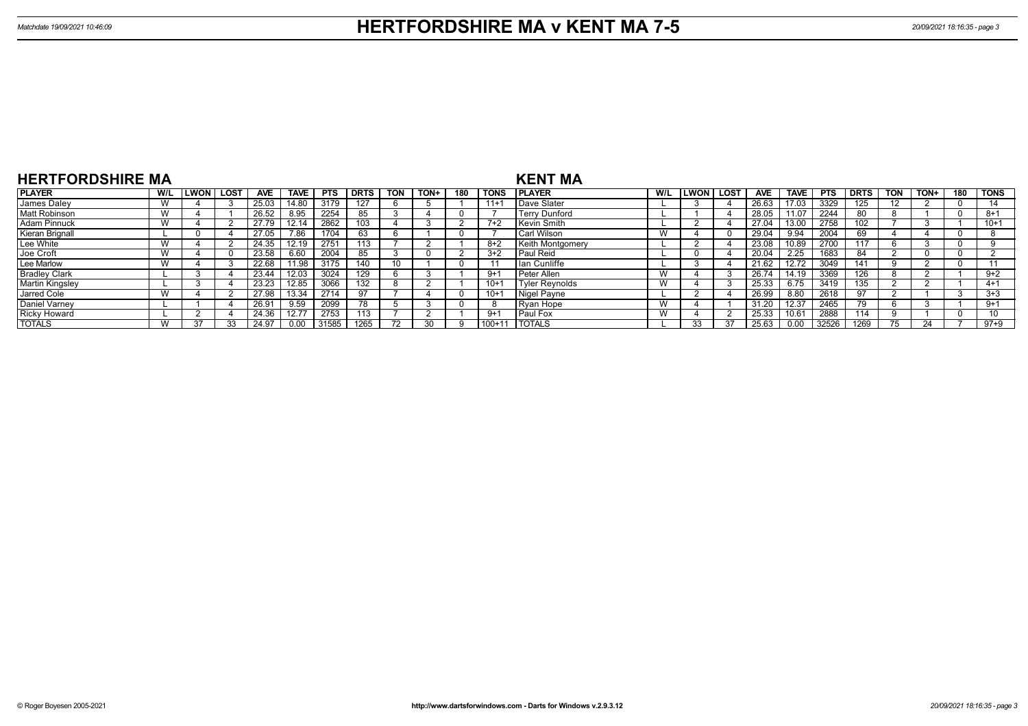# HERTFORDSHIRE MA v KENT MA 7-5

## HERTFORDSHIRE MA

| PLAYER | W/L | LWON | LOST | AVE | TAVE | PTS | DRTS | TON | TON+ | 180 | TONS |
|---|---|---|---|---|---|---|---|---|---|---|---|
| James Daley | W | 4 | 3 | 25.03 | 14.80 | 3179 | 127 | 6 | 5 | 1 | 11+1 |
| Matt Robinson | W | 4 | 1 | 26.52 | 8.95 | 2254 | 85 | 3 | 4 | 0 | 7 |
| Adam Pinnuck | W | 4 | 2 | 27.79 | 12.14 | 2862 | 103 | 4 | 3 | 2 | 7+2 |
| Kieran Brignall | L | 0 | 4 | 27.05 | 7.86 | 1704 | 63 | 6 | 1 | 0 | 7 |
| Lee White | W | 4 | 2 | 24.35 | 12.19 | 2751 | 113 | 7 | 2 | 1 | 8+2 |
| Joe Croft | W | 4 | 0 | 23.58 | 6.60 | 2004 | 85 | 3 | 0 | 2 | 3+2 |
| Lee Marlow | W | 4 | 3 | 22.68 | 11.98 | 3175 | 140 | 10 | 1 | 0 | 11 |
| Bradley Clark | L | 3 | 4 | 23.44 | 12.03 | 3024 | 129 | 6 | 3 | 1 | 9+1 |
| Martin Kingsley | L | 3 | 4 | 23.23 | 12.85 | 3066 | 132 | 8 | 2 | 1 | 10+1 |
| Jarred Cole | W | 4 | 2 | 27.98 | 13.34 | 2714 | 97 | 7 | 4 | 0 | 10+1 |
| Daniel Varney | L | 1 | 4 | 26.91 | 9.59 | 2099 | 78 | 5 | 3 | 0 | 8 |
| Ricky Howard | L | 2 | 4 | 24.36 | 12.77 | 2753 | 113 | 7 | 2 | 1 | 9+1 |
| TOTALS | W | 37 | 33 | 24.97 | 0.00 | 31585 | 1265 | 72 | 30 | 9 | 100+11 |

## KENT MA

| PLAYER | W/L | LWON | LOST | AVE | TAVE | PTS | DRTS | TON | TON+ | 180 | TONS |
|---|---|---|---|---|---|---|---|---|---|---|---|
| Dave Slater | L | 3 | 4 | 26.63 | 17.03 | 3329 | 125 | 12 | 2 | 0 | 14 |
| Terry Dunford | L | 1 | 4 | 28.05 | 11.07 | 2244 | 80 | 8 | 1 | 0 | 8+1 |
| Kevin Smith | L | 2 | 4 | 27.04 | 13.00 | 2758 | 102 | 7 | 3 | 1 | 10+1 |
| Carl Wilson | W | 4 | 0 | 29.04 | 9.94 | 2004 | 69 | 4 | 4 | 0 | 8 |
| Keith Montgomery | L | 2 | 4 | 23.08 | 10.89 | 2700 | 117 | 6 | 3 | 0 | 9 |
| Paul Reid | L | 0 | 4 | 20.04 | 2.25 | 1683 | 84 | 2 | 0 | 0 | 2 |
| Ian Cunliffe | L | 3 | 4 | 21.62 | 12.72 | 3049 | 141 | 9 | 2 | 0 | 11 |
| Peter Allen | W | 4 | 3 | 26.74 | 14.19 | 3369 | 126 | 8 | 2 | 1 | 9+2 |
| Tyler Reynolds | W | 4 | 3 | 25.33 | 6.75 | 3419 | 135 | 2 | 2 | 1 | 4+1 |
| Nigel Payne | L | 2 | 4 | 26.99 | 8.80 | 2618 | 97 | 2 | 1 | 3 | 3+3 |
| Ryan Hope | W | 4 | 1 | 31.20 | 12.37 | 2465 | 79 | 6 | 3 | 1 | 9+1 |
| Paul Fox | W | 4 | 2 | 25.33 | 10.61 | 2888 | 114 | 9 | 1 | 0 | 10 |
| TOTALS | L | 33 | 37 | 25.63 | 0.00 | 32526 | 1269 | 75 | 24 | 7 | 97+9 |